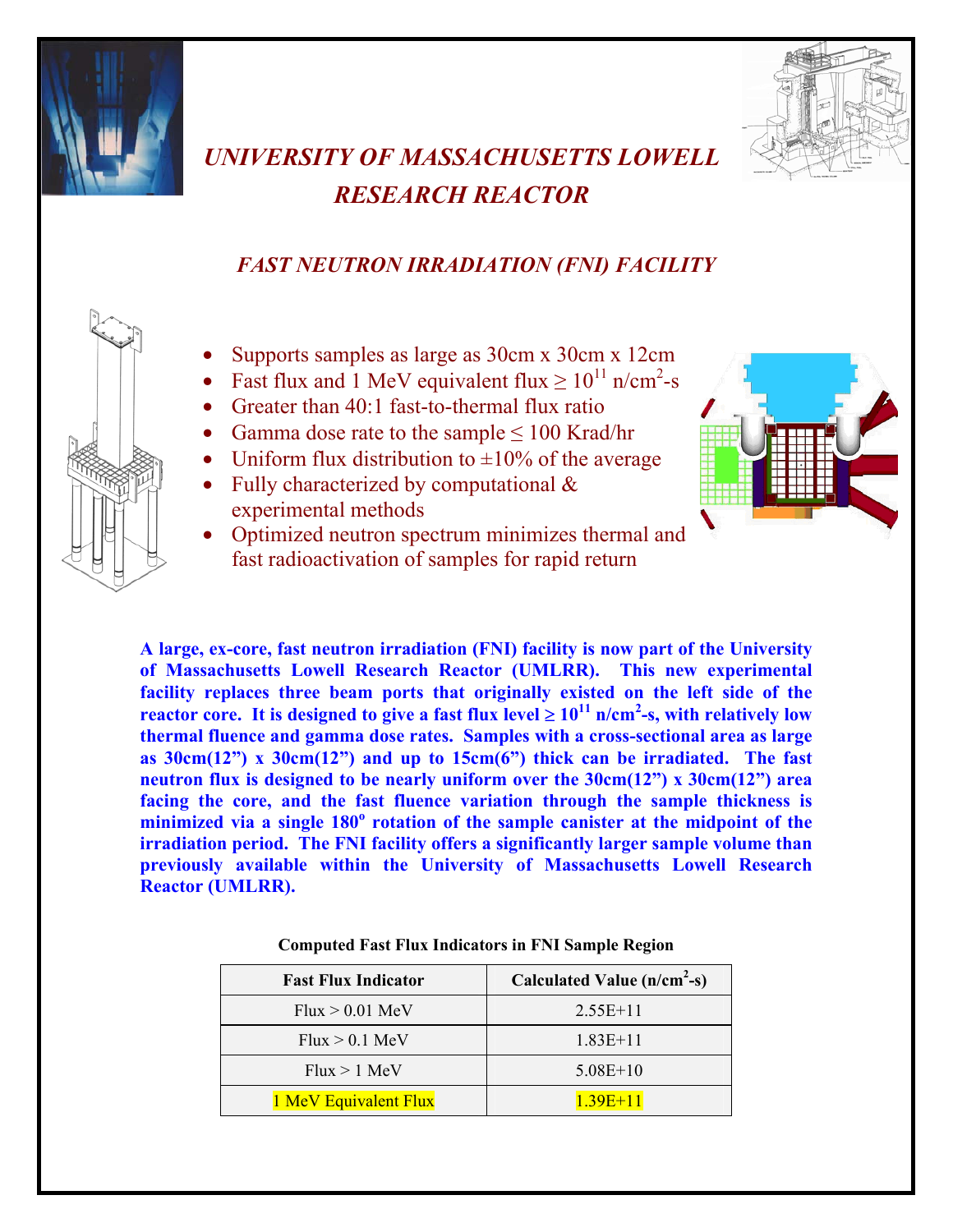# *UNIVERSITY OF MASSACHUSETTS LOWELL RESEARCH REACTOR*

## *FAST NEUTRON IRRADIATION (FNI) FACILITY*

- Supports samples as large as 30cm x 30cm x 12cm
- Fast flux and 1 MeV equivalent flux ≥ $10^{11}$ n/cm$^2$-s
- Greater than 40:1 fast-to-thermal flux ratio
- Gamma dose rate to the sample ≤ 100 Krad/hr
- Uniform flux distribution to ±10% of the average
- Fully characterized by computational & experimental methods
- Optimized neutron spectrum minimizes thermal and fast radioactivation of samples for rapid return

**A large, ex-core, fast neutron irradiation (FNI) facility is now part of the University of Massachusetts Lowell Research Reactor (UMLRR). This new experimental facility replaces three beam ports that originally existed on the left side of the reactor core. It is designed to give a fast flux level ≥ $10^{11}$ n/cm$^2$-s, with relatively low thermal fluence and gamma dose rates. Samples with a cross-sectional area as large as 30cm(12") x 30cm(12") and up to 15cm(6") thick can be irradiated. The fast neutron flux is designed to be nearly uniform over the 30cm(12") x 30cm(12") area facing the core, and the fast fluence variation through the sample thickness is minimized via a single 180$^o$ rotation of the sample canister at the midpoint of the irradiation period. The FNI facility offers a significantly larger sample volume than previously available within the University of Massachusetts Lowell Research Reactor (UMLRR).**

**Computed Fast Flux Indicators in FNI Sample Region**

| Fast Flux Indicator | Calculated Value (n/cm$^2$-s) |
|---|---|
| Flux > 0.01 MeV | 2.55E+11 |
| Flux > 0.1 MeV | 1.83E+11 |
| Flux > 1 MeV | 5.08E+10 |
| 1 MeV Equivalent Flux | 1.39E+11 |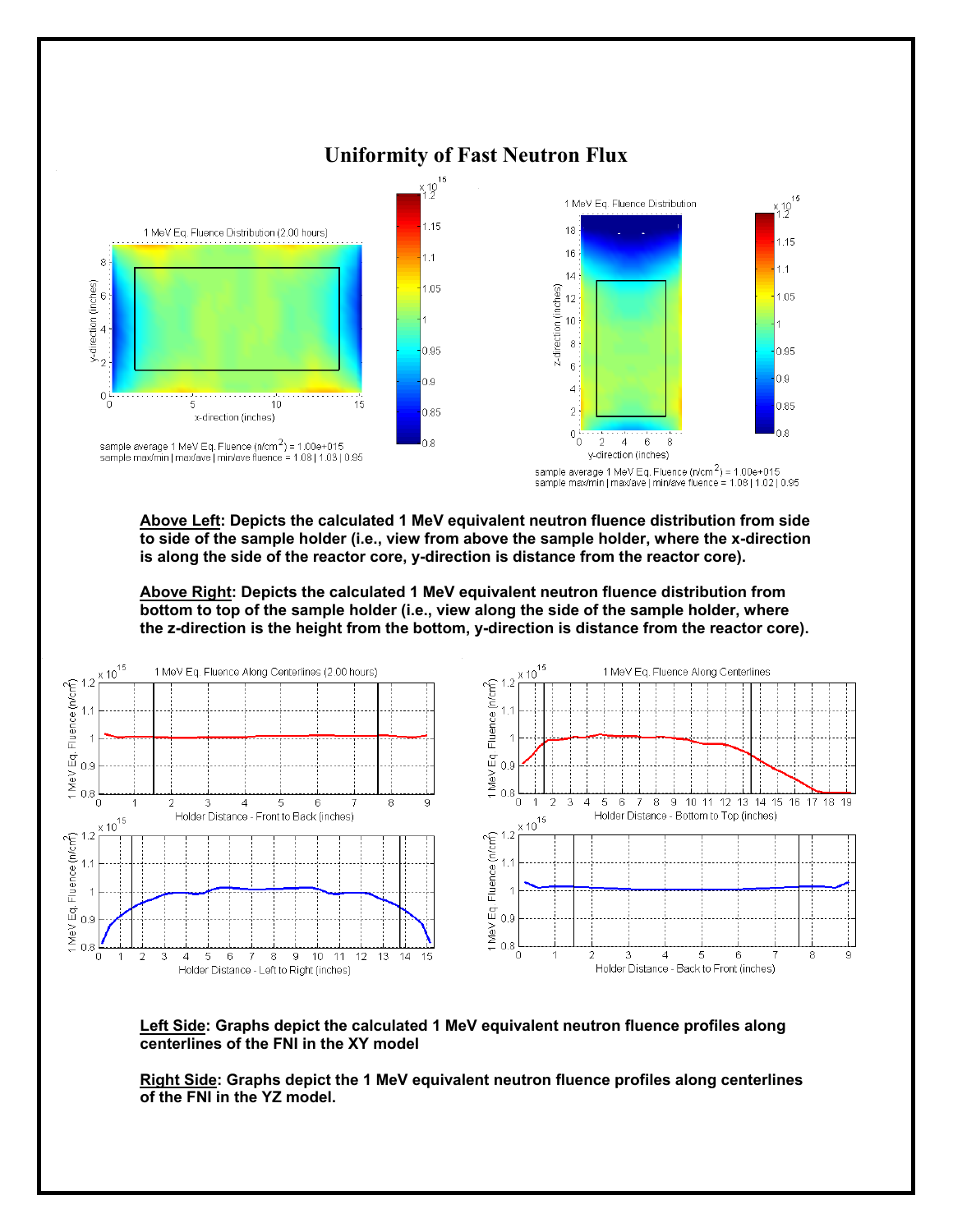# Uniformity of Fast Neutron Flux

sample average 1 MeV Eq. Fluence (n/cm$^2$) = 1.00e+015
sample max/min | max/ave | min/ave fluence = 1.08 | 1.03 | 0.95

sample average 1 MeV Eq. Fluence (n/cm$^2$) = 1.00e+015
sample max/min | max/ave | min/ave fluence = 1.08 | 1.02 | 0.95

**Above Left: Depicts the calculated 1 MeV equivalent neutron fluence distribution from side to side of the sample holder (i.e., view from above the sample holder, where the x-direction is along the side of the reactor core, y-direction is distance from the reactor core).**

**Above Right: Depicts the calculated 1 MeV equivalent neutron fluence distribution from bottom to top of the sample holder (i.e., view along the side of the sample holder, where the z-direction is the height from the bottom, y-direction is distance from the reactor core).**

**Left Side: Graphs depict the calculated 1 MeV equivalent neutron fluence profiles along centerlines of the FNI in the XY model**

**Right Side: Graphs depict the 1 MeV equivalent neutron fluence profiles along centerlines of the FNI in the YZ model.**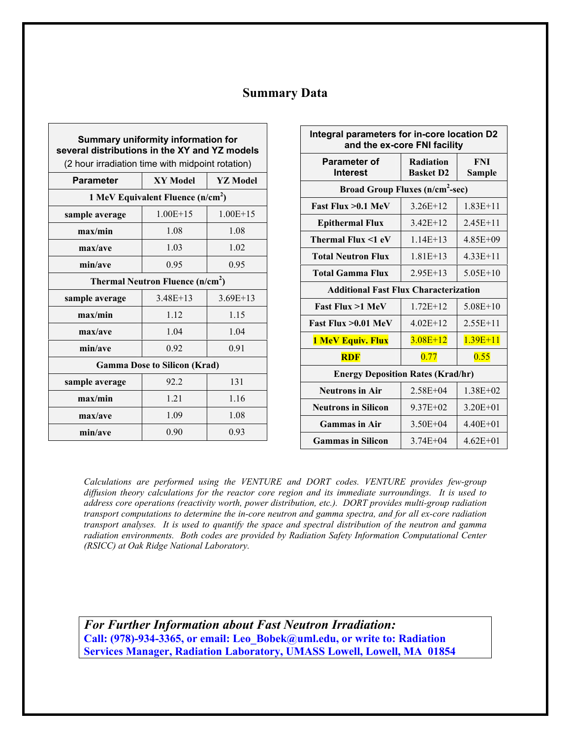## Summary Data

| Summary uniformity information for several distributions in the XY and YZ models (2 hour irradiation time with midpoint rotation) | | |
|---|---|---|
| **Parameter** | **XY Model** | **YZ Model** |
| **1 MeV Equivalent Fluence (n/cm$^2$)** | | |
| **sample average** | 1.00E+15 | 1.00E+15 |
| **max/min** | 1.08 | 1.08 |
| **max/ave** | 1.03 | 1.02 |
| **min/ave** | 0.95 | 0.95 |
| **Thermal Neutron Fluence (n/cm$^2$)** | | |
| **sample average** | 3.48E+13 | 3.69E+13 |
| **max/min** | 1.12 | 1.15 |
| **max/ave** | 1.04 | 1.04 |
| **min/ave** | 0.92 | 0.91 |
| **Gamma Dose to Silicon (Krad)** | | |
| **sample average** | 92.2 | 131 |
| **max/min** | 1.21 | 1.16 |
| **max/ave** | 1.09 | 1.08 |
| **min/ave** | 0.90 | 0.93 |

| Integral parameters for in-core location D2 and the ex-core FNI facility | | |
|---|---|---|
| **Parameter of Interest** | **Radiation Basket D2** | **FNI Sample** |
| **Broad Group Fluxes (n/cm$^2$-sec)** | | |
| **Fast Flux >0.1 MeV** | 3.26E+12 | 1.83E+11 |
| **Epithermal Flux** | 3.42E+12 | 2.45E+11 |
| **Thermal Flux <1 eV** | 1.14E+13 | 4.85E+09 |
| **Total Neutron Flux** | 1.81E+13 | 4.33E+11 |
| **Total Gamma Flux** | 2.95E+13 | 5.05E+10 |
| **Additional Fast Flux Characterization** | | |
| **Fast Flux >1 MeV** | 1.72E+12 | 5.08E+10 |
| **Fast Flux >0.01 MeV** | 4.02E+12 | 2.55E+11 |
| **1 MeV Equiv. Flux** | 3.08E+12 | 1.39E+11 |
| **RDF** | 0.77 | 0.55 |
| **Energy Deposition Rates (Krad/hr)** | | |
| **Neutrons in Air** | 2.58E+04 | 1.38E+02 |
| **Neutrons in Silicon** | 9.37E+02 | 3.20E+01 |
| **Gammas in Air** | 3.50E+04 | 4.40E+01 |
| **Gammas in Silicon** | 3.74E+04 | 4.62E+01 |

*Calculations are performed using the VENTURE and DORT codes. VENTURE provides few-group diffusion theory calculations for the reactor core region and its immediate surroundings. It is used to address core operations (reactivity worth, power distribution, etc.). DORT provides multi-group radiation transport computations to determine the in-core neutron and gamma spectra, and for all ex-core radiation transport analyses. It is used to quantify the space and spectral distribution of the neutron and gamma radiation environments. Both codes are provided by Radiation Safety Information Computational Center (RSICC) at Oak Ridge National Laboratory.*

***For Further Information about Fast Neutron Irradiation:***
**Call: (978)-934-3365, or email: Leo_Bobek@uml.edu, or write to: Radiation Services Manager, Radiation Laboratory, UMASS Lowell, Lowell, MA 01854**